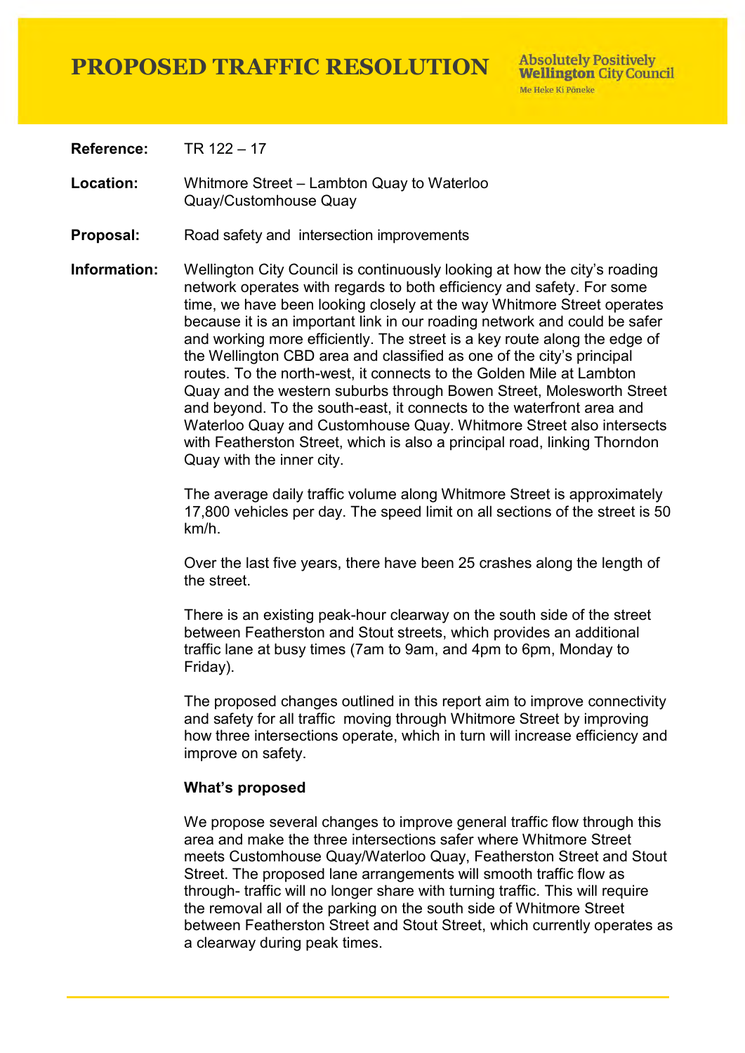# PROPOSED TRAFFIC RESOLUTION

**Absolutely Positively Wellington City Council**
Me Heke Ki Pōneke

**Reference:** TR 122 – 17

**Location:** Whitmore Street – Lambton Quay to Waterloo Quay/Customhouse Quay

**Proposal:** Road safety and intersection improvements

**Information:** Wellington City Council is continuously looking at how the city's roading network operates with regards to both efficiency and safety. For some time, we have been looking closely at the way Whitmore Street operates because it is an important link in our roading network and could be safer and working more efficiently. The street is a key route along the edge of the Wellington CBD area and classified as one of the city's principal routes. To the north-west, it connects to the Golden Mile at Lambton Quay and the western suburbs through Bowen Street, Molesworth Street and beyond. To the south-east, it connects to the waterfront area and Waterloo Quay and Customhouse Quay. Whitmore Street also intersects with Featherston Street, which is also a principal road, linking Thorndon Quay with the inner city.

The average daily traffic volume along Whitmore Street is approximately 17,800 vehicles per day. The speed limit on all sections of the street is 50 km/h.

Over the last five years, there have been 25 crashes along the length of the street.

There is an existing peak-hour clearway on the south side of the street between Featherston and Stout streets, which provides an additional traffic lane at busy times (7am to 9am, and 4pm to 6pm, Monday to Friday).

The proposed changes outlined in this report aim to improve connectivity and safety for all traffic moving through Whitmore Street by improving how three intersections operate, which in turn will increase efficiency and improve on safety.

**What's proposed**

We propose several changes to improve general traffic flow through this area and make the three intersections safer where Whitmore Street meets Customhouse Quay/Waterloo Quay, Featherston Street and Stout Street. The proposed lane arrangements will smooth traffic flow as through- traffic will no longer share with turning traffic. This will require the removal all of the parking on the south side of Whitmore Street between Featherston Street and Stout Street, which currently operates as a clearway during peak times.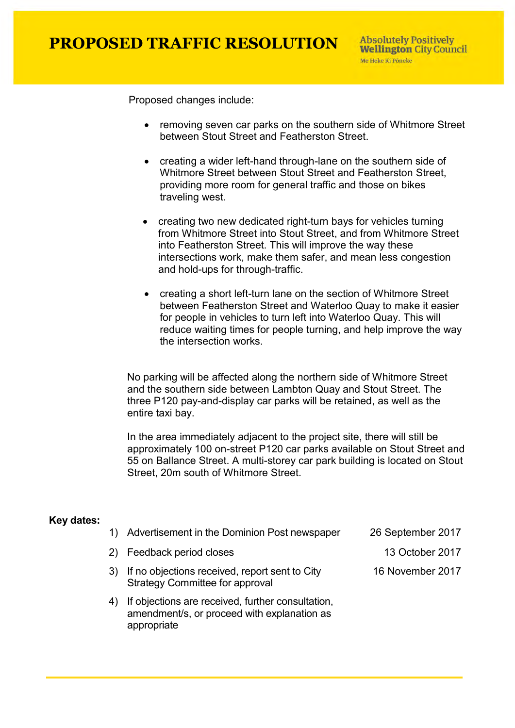# PROPOSED TRAFFIC RESOLUTION

Proposed changes include:

- removing seven car parks on the southern side of Whitmore Street between Stout Street and Featherston Street.
- creating a wider left-hand through-lane on the southern side of Whitmore Street between Stout Street and Featherston Street, providing more room for general traffic and those on bikes traveling west.
- creating two new dedicated right-turn bays for vehicles turning from Whitmore Street into Stout Street, and from Whitmore Street into Featherston Street. This will improve the way these intersections work, make them safer, and mean less congestion and hold-ups for through-traffic.
- creating a short left-turn lane on the section of Whitmore Street between Featherston Street and Waterloo Quay to make it easier for people in vehicles to turn left into Waterloo Quay. This will reduce waiting times for people turning, and help improve the way the intersection works.

No parking will be affected along the northern side of Whitmore Street and the southern side between Lambton Quay and Stout Street. The three P120 pay-and-display car parks will be retained, as well as the entire taxi bay.

In the area immediately adjacent to the project site, there will still be approximately 100 on-street P120 car parks available on Stout Street and 55 on Ballance Street. A multi-storey car park building is located on Stout Street, 20m south of Whitmore Street.

**Key dates:**

| | | |
|---|---|---|
| 1) | Advertisement in the Dominion Post newspaper | 26 September 2017 |
| 2) | Feedback period closes | 13 October 2017 |
| 3) | If no objections received, report sent to City Strategy Committee for approval | 16 November 2017 |
| 4) | If objections are received, further consultation, amendment/s, or proceed with explanation as appropriate | |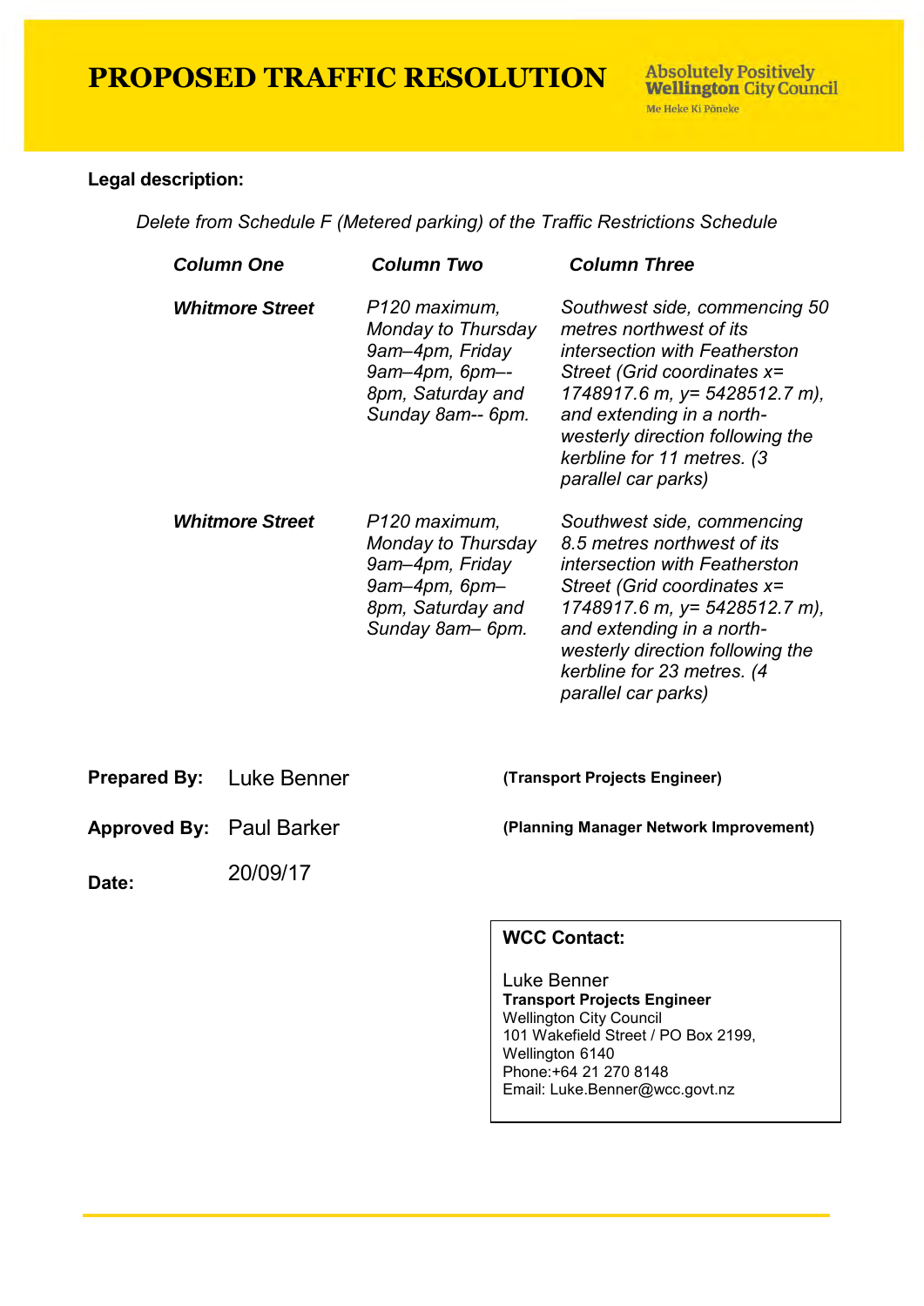# PROPOSED TRAFFIC RESOLUTION

Absolutely Positively **Wellington** City Council
Me Heke Ki Pōneke

**Legal description:**

*Delete from Schedule F (Metered parking) of the Traffic Restrictions Schedule*

| ***Column One*** | ***Column Two*** | ***Column Three*** |
| --- | --- | --- |
| ***Whitmore Street*** | *P120 maximum, Monday to Thursday 9am–4pm, Friday 9am–4pm, 6pm–-8pm, Saturday and Sunday 8am-- 6pm.* | *Southwest side, commencing 50 metres northwest of its intersection with Featherston Street (Grid coordinates x= 1748917.6 m, y= 5428512.7 m), and extending in a north-westerly direction following the kerbline for 11 metres. (3 parallel car parks)* |
| ***Whitmore Street*** | *P120 maximum, Monday to Thursday 9am–4pm, Friday 9am–4pm, 6pm–8pm, Saturday and Sunday 8am– 6pm.* | *Southwest side, commencing 8.5 metres northwest of its intersection with Featherston Street (Grid coordinates x= 1748917.6 m, y= 5428512.7 m), and extending in a north-westerly direction following the kerbline for 23 metres. (4 parallel car parks)* |

**Prepared By:** Luke Benner **(Transport Projects Engineer)**

**Approved By:** Paul Barker **(Planning Manager Network Improvement)**

**Date:** 20/09/17

**WCC Contact:**

Luke Benner
**Transport Projects Engineer**
Wellington City Council
101 Wakefield Street / PO Box 2199,
Wellington 6140
Phone:+64 21 270 8148
Email: Luke.Benner@wcc.govt.nz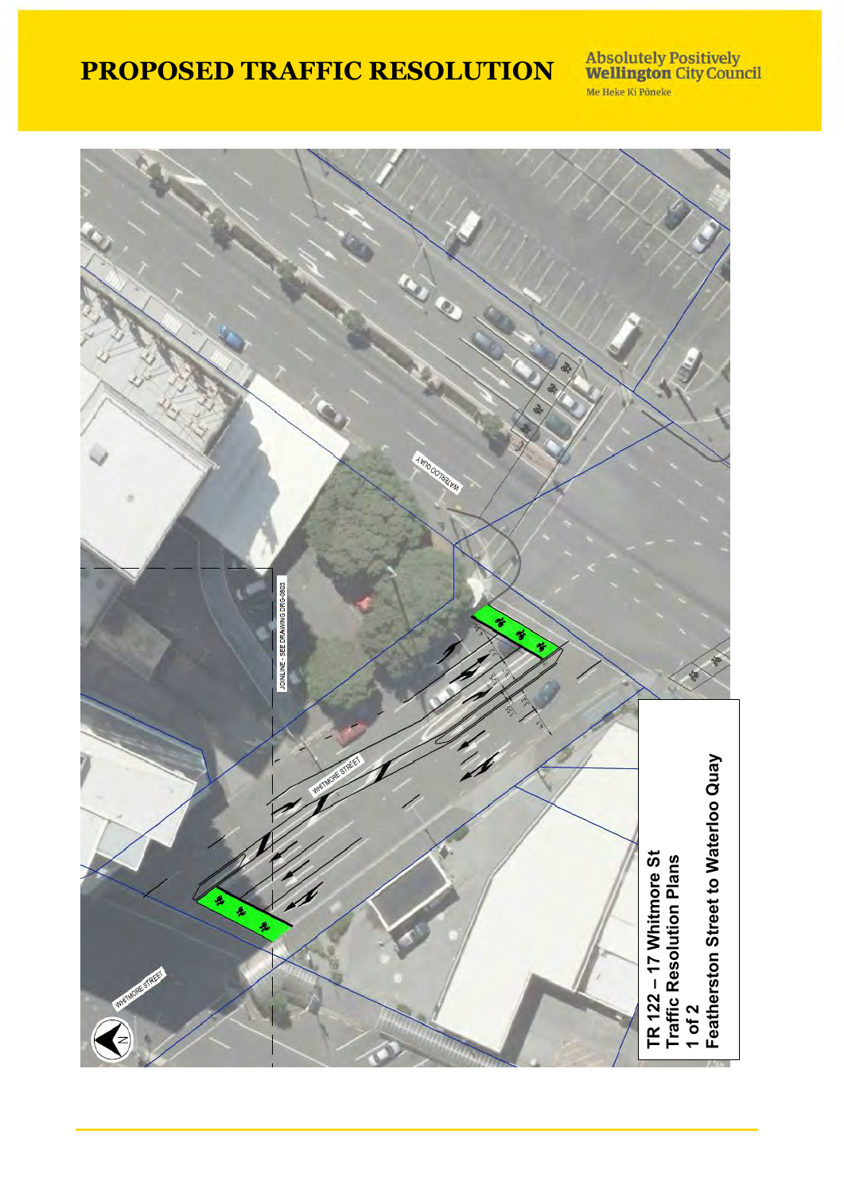# PROPOSED TRAFFIC RESOLUTION

Absolutely Positively **Wellington** City Council

Me Heke Ki Pōneke

WATERLOO QUAY

JOINLINE - SEE DRAWING DRG-0603

WHITMORE STREET

WHITMORE STREET

**TR 122 – 17 Whitmore St**
**Traffic Resolution Plans**
**1 of 2**
**Featherston Street to Waterloo Quay**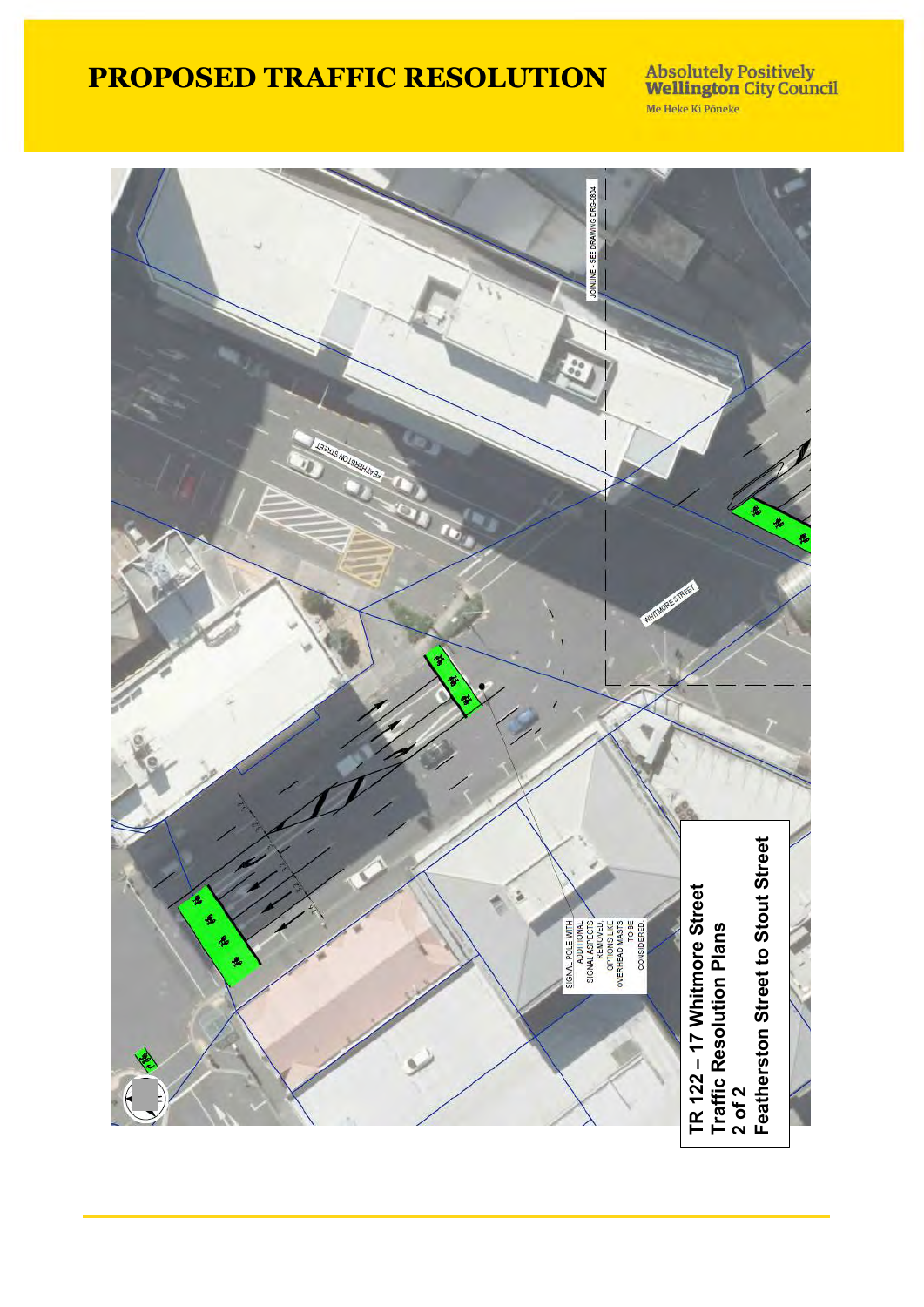# PROPOSED TRAFFIC RESOLUTION

Absolutely Positively **Wellington** City Council

Me Heke Ki Pōneke

JOINLINE - SEE DRAWING DRG-0604

FEATHERSTON STREET

WHITMORE STREET

SIGNAL POLE WITH ADDITIONAL SIGNAL ASPECTS REMOVED. OPTIONS LIKE OVERHEAD MASTS TO BE CONSIDERED.

**TR 122 – 17 Whitmore Street**
**Traffic Resolution Plans**
**2 of 2**
**Featherston Street to Stout Street**